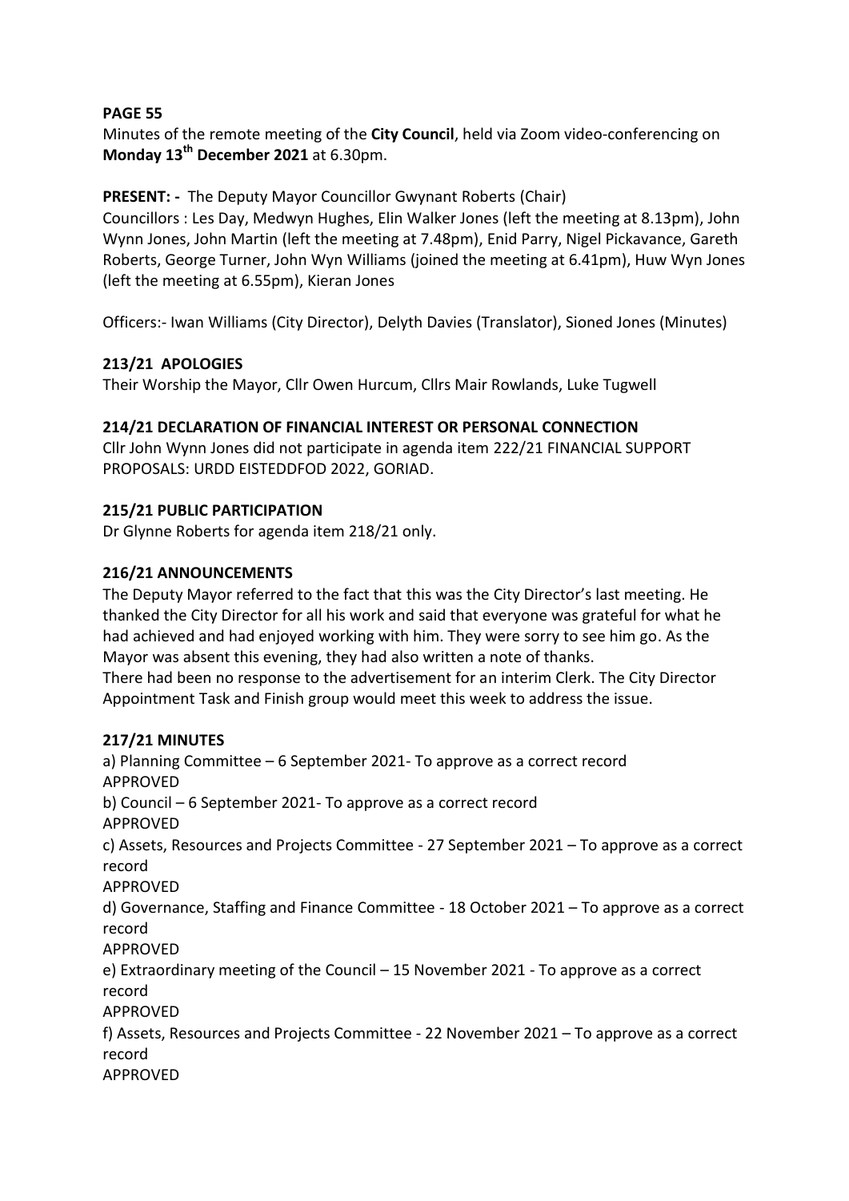**PAGE 55**

Minutes of the remote meeting of the **City Council**, held via Zoom video-conferencing on **Monday 13th December 2021** at 6.30pm.

**PRESENT: -** The Deputy Mayor Councillor Gwynant Roberts (Chair)

Councillors : Les Day, Medwyn Hughes, Elin Walker Jones (left the meeting at 8.13pm), John Wynn Jones, John Martin (left the meeting at 7.48pm), Enid Parry, Nigel Pickavance, Gareth Roberts, George Turner, John Wyn Williams (joined the meeting at 6.41pm), Huw Wyn Jones (left the meeting at 6.55pm), Kieran Jones

Officers:- Iwan Williams (City Director), Delyth Davies (Translator), Sioned Jones (Minutes)

**213/21 APOLOGIES**

Their Worship the Mayor, Cllr Owen Hurcum, Cllrs Mair Rowlands, Luke Tugwell

**214/21 DECLARATION OF FINANCIAL INTEREST OR PERSONAL CONNECTION**

Cllr John Wynn Jones did not participate in agenda item 222/21 FINANCIAL SUPPORT PROPOSALS: URDD EISTEDDFOD 2022, GORIAD.

**215/21 PUBLIC PARTICIPATION**

Dr Glynne Roberts for agenda item 218/21 only.

**216/21 ANNOUNCEMENTS**

The Deputy Mayor referred to the fact that this was the City Director's last meeting. He thanked the City Director for all his work and said that everyone was grateful for what he had achieved and had enjoyed working with him. They were sorry to see him go. As the Mayor was absent this evening, they had also written a note of thanks.

There had been no response to the advertisement for an interim Clerk. The City Director Appointment Task and Finish group would meet this week to address the issue.

**217/21 MINUTES**

a) Planning Committee – 6 September 2021- To approve as a correct record
APPROVED

b) Council – 6 September 2021- To approve as a correct record
APPROVED

c) Assets, Resources and Projects Committee - 27 September 2021 – To approve as a correct record
APPROVED

d) Governance, Staffing and Finance Committee - 18 October 2021 – To approve as a correct record
APPROVED

e) Extraordinary meeting of the Council – 15 November 2021 - To approve as a correct record
APPROVED

f) Assets, Resources and Projects Committee - 22 November 2021 – To approve as a correct record
APPROVED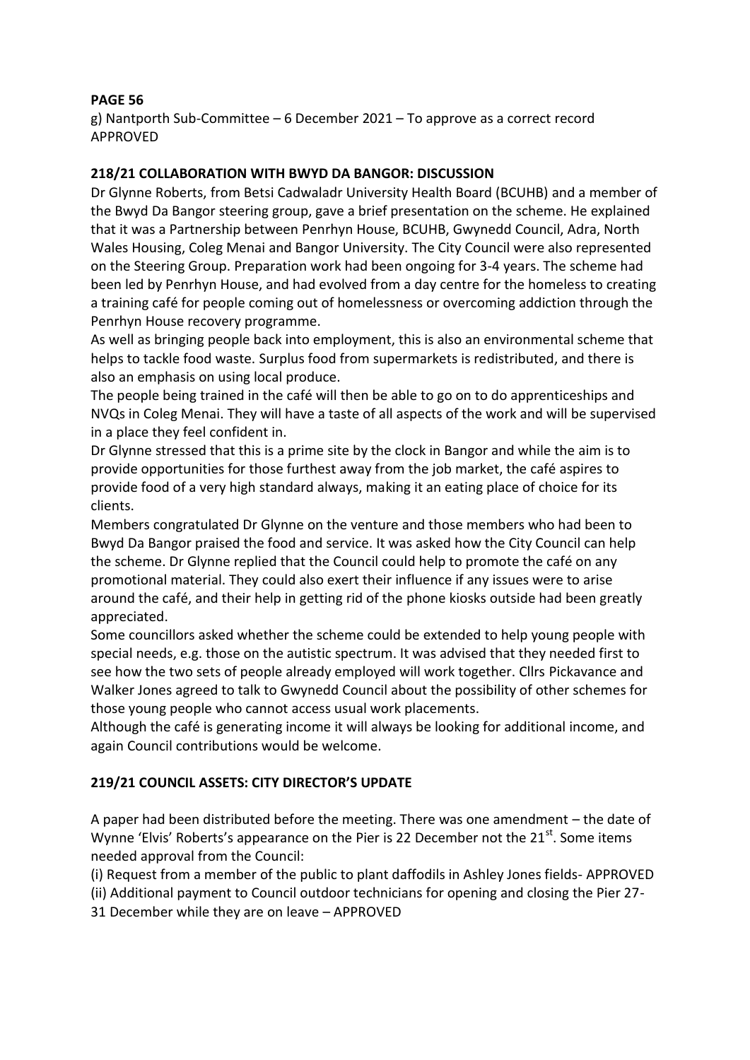**PAGE 56**

g) Nantporth Sub-Committee – 6 December 2021 – To approve as a correct record APPROVED

**218/21 COLLABORATION WITH BWYD DA BANGOR: DISCUSSION**

Dr Glynne Roberts, from Betsi Cadwaladr University Health Board (BCUHB) and a member of the Bwyd Da Bangor steering group, gave a brief presentation on the scheme. He explained that it was a Partnership between Penrhyn House, BCUHB, Gwynedd Council, Adra, North Wales Housing, Coleg Menai and Bangor University. The City Council were also represented on the Steering Group. Preparation work had been ongoing for 3-4 years. The scheme had been led by Penrhyn House, and had evolved from a day centre for the homeless to creating a training café for people coming out of homelessness or overcoming addiction through the Penrhyn House recovery programme.

As well as bringing people back into employment, this is also an environmental scheme that helps to tackle food waste. Surplus food from supermarkets is redistributed, and there is also an emphasis on using local produce.

The people being trained in the café will then be able to go on to do apprenticeships and NVQs in Coleg Menai. They will have a taste of all aspects of the work and will be supervised in a place they feel confident in.

Dr Glynne stressed that this is a prime site by the clock in Bangor and while the aim is to provide opportunities for those furthest away from the job market, the café aspires to provide food of a very high standard always, making it an eating place of choice for its clients.

Members congratulated Dr Glynne on the venture and those members who had been to Bwyd Da Bangor praised the food and service. It was asked how the City Council can help the scheme. Dr Glynne replied that the Council could help to promote the café on any promotional material. They could also exert their influence if any issues were to arise around the café, and their help in getting rid of the phone kiosks outside had been greatly appreciated.

Some councillors asked whether the scheme could be extended to help young people with special needs, e.g. those on the autistic spectrum. It was advised that they needed first to see how the two sets of people already employed will work together. Cllrs Pickavance and Walker Jones agreed to talk to Gwynedd Council about the possibility of other schemes for those young people who cannot access usual work placements.

Although the café is generating income it will always be looking for additional income, and again Council contributions would be welcome.

**219/21 COUNCIL ASSETS: CITY DIRECTOR'S UPDATE**

A paper had been distributed before the meeting. There was one amendment – the date of Wynne 'Elvis' Roberts's appearance on the Pier is 22 December not the 21st. Some items needed approval from the Council:

(i) Request from a member of the public to plant daffodils in Ashley Jones fields- APPROVED

(ii) Additional payment to Council outdoor technicians for opening and closing the Pier 27-31 December while they are on leave – APPROVED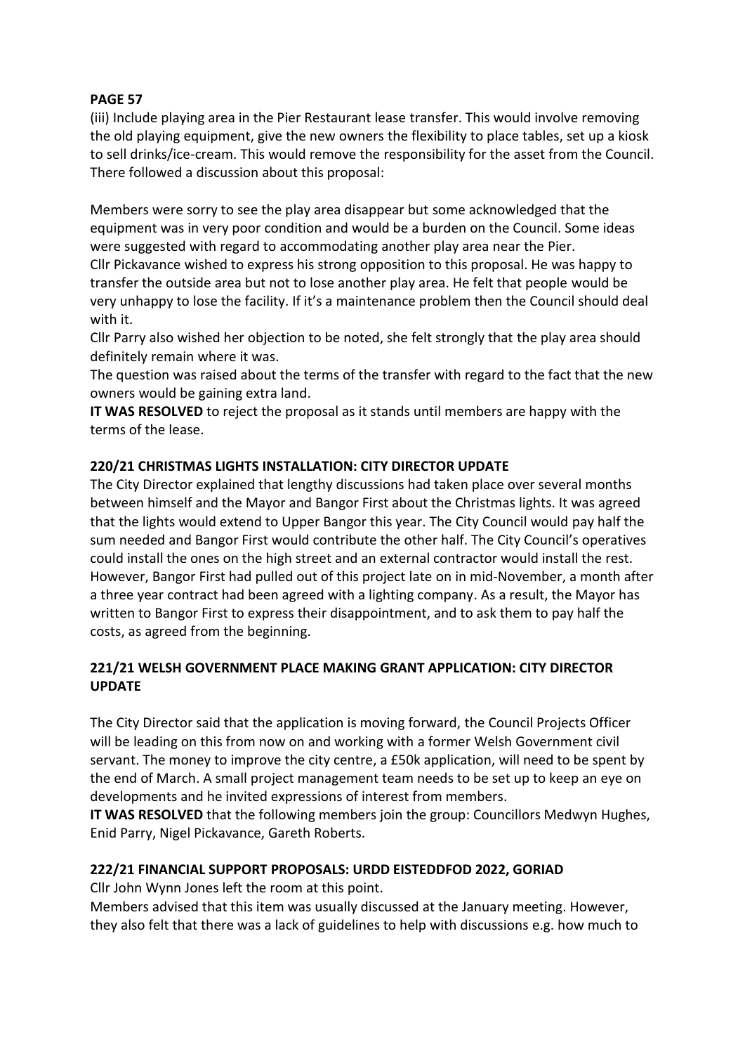**PAGE 57**

(iii) Include playing area in the Pier Restaurant lease transfer. This would involve removing the old playing equipment, give the new owners the flexibility to place tables, set up a kiosk to sell drinks/ice-cream. This would remove the responsibility for the asset from the Council. There followed a discussion about this proposal:

Members were sorry to see the play area disappear but some acknowledged that the equipment was in very poor condition and would be a burden on the Council. Some ideas were suggested with regard to accommodating another play area near the Pier.
Cllr Pickavance wished to express his strong opposition to this proposal. He was happy to transfer the outside area but not to lose another play area. He felt that people would be very unhappy to lose the facility. If it's a maintenance problem then the Council should deal with it.
Cllr Parry also wished her objection to be noted, she felt strongly that the play area should definitely remain where it was.
The question was raised about the terms of the transfer with regard to the fact that the new owners would be gaining extra land.
**IT WAS RESOLVED** to reject the proposal as it stands until members are happy with the terms of the lease.

**220/21 CHRISTMAS LIGHTS INSTALLATION: CITY DIRECTOR UPDATE**

The City Director explained that lengthy discussions had taken place over several months between himself and the Mayor and Bangor First about the Christmas lights. It was agreed that the lights would extend to Upper Bangor this year. The City Council would pay half the sum needed and Bangor First would contribute the other half. The City Council's operatives could install the ones on the high street and an external contractor would install the rest. However, Bangor First had pulled out of this project late on in mid-November, a month after a three year contract had been agreed with a lighting company. As a result, the Mayor has written to Bangor First to express their disappointment, and to ask them to pay half the costs, as agreed from the beginning.

**221/21 WELSH GOVERNMENT PLACE MAKING GRANT APPLICATION: CITY DIRECTOR UPDATE**

The City Director said that the application is moving forward, the Council Projects Officer will be leading on this from now on and working with a former Welsh Government civil servant. The money to improve the city centre, a £50k application, will need to be spent by the end of March. A small project management team needs to be set up to keep an eye on developments and he invited expressions of interest from members.
**IT WAS RESOLVED** that the following members join the group: Councillors Medwyn Hughes, Enid Parry, Nigel Pickavance, Gareth Roberts.

**222/21 FINANCIAL SUPPORT PROPOSALS: URDD EISTEDDFOD 2022, GORIAD**

Cllr John Wynn Jones left the room at this point.
Members advised that this item was usually discussed at the January meeting. However, they also felt that there was a lack of guidelines to help with discussions e.g. how much to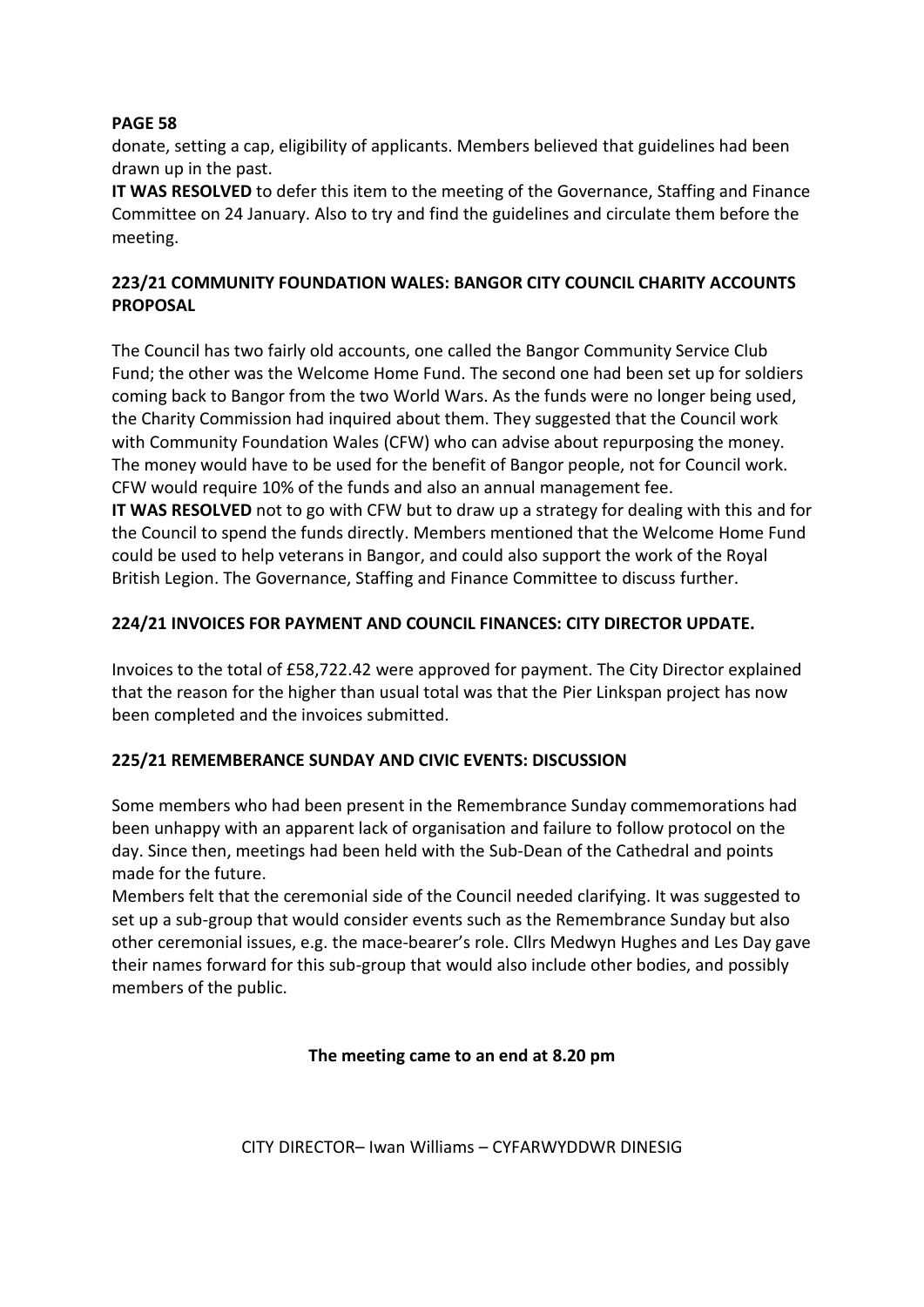**PAGE 58**

donate, setting a cap, eligibility of applicants. Members believed that guidelines had been drawn up in the past.

**IT WAS RESOLVED** to defer this item to the meeting of the Governance, Staffing and Finance Committee on 24 January. Also to try and find the guidelines and circulate them before the meeting.

**223/21 COMMUNITY FOUNDATION WALES: BANGOR CITY COUNCIL CHARITY ACCOUNTS PROPOSAL**

The Council has two fairly old accounts, one called the Bangor Community Service Club Fund; the other was the Welcome Home Fund. The second one had been set up for soldiers coming back to Bangor from the two World Wars. As the funds were no longer being used, the Charity Commission had inquired about them. They suggested that the Council work with Community Foundation Wales (CFW) who can advise about repurposing the money. The money would have to be used for the benefit of Bangor people, not for Council work. CFW would require 10% of the funds and also an annual management fee.

**IT WAS RESOLVED** not to go with CFW but to draw up a strategy for dealing with this and for the Council to spend the funds directly. Members mentioned that the Welcome Home Fund could be used to help veterans in Bangor, and could also support the work of the Royal British Legion. The Governance, Staffing and Finance Committee to discuss further.

**224/21 INVOICES FOR PAYMENT AND COUNCIL FINANCES: CITY DIRECTOR UPDATE.**

Invoices to the total of £58,722.42 were approved for payment. The City Director explained that the reason for the higher than usual total was that the Pier Linkspan project has now been completed and the invoices submitted.

**225/21 REMEMBERANCE SUNDAY AND CIVIC EVENTS: DISCUSSION**

Some members who had been present in the Remembrance Sunday commemorations had been unhappy with an apparent lack of organisation and failure to follow protocol on the day. Since then, meetings had been held with the Sub-Dean of the Cathedral and points made for the future.

Members felt that the ceremonial side of the Council needed clarifying. It was suggested to set up a sub-group that would consider events such as the Remembrance Sunday but also other ceremonial issues, e.g. the mace-bearer's role. Cllrs Medwyn Hughes and Les Day gave their names forward for this sub-group that would also include other bodies, and possibly members of the public.

**The meeting came to an end at 8.20 pm**

CITY DIRECTOR– Iwan Williams – CYFARWYDDWR DINESIG